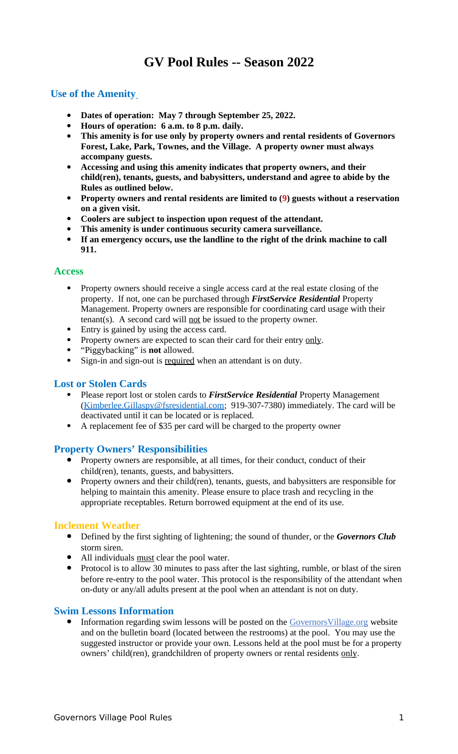# GV Pool Rules -- Season 2022

## Use of the Amenity

- **Dates of operation: May 7 through September 25, 2022.**
- **Hours of operation: 6 a.m. to 8 p.m. daily.**
- **This amenity is for use only by property owners and rental residents of Governors Forest, Lake, Park, Townes, and the Village. A property owner must always accompany guests.**
- **Accessing and using this amenity indicates that property owners, and their child(ren), tenants, guests, and babysitters, understand and agree to abide by the Rules as outlined below.**
- **Property owners and rental residents are limited to (9) guests without a reservation on a given visit.**
- **Coolers are subject to inspection upon request of the attendant.**
- **This amenity is under continuous security camera surveillance.**
- **If an emergency occurs, use the landline to the right of the drink machine to call 911.**

## Access

- Property owners should receive a single access card at the real estate closing of the property. If not, one can be purchased through ***FirstService Residential*** Property Management. Property owners are responsible for coordinating card usage with their tenant(s). A second card will not be issued to the property owner.
- Entry is gained by using the access card.
- Property owners are expected to scan their card for their entry only.
- "Piggybacking" is **not** allowed.
- Sign-in and sign-out is required when an attendant is on duty.

## Lost or Stolen Cards

- Please report lost or stolen cards to ***FirstService Residential*** Property Management (Kimberlee.Gillaspy@fsresidential.com; 919-307-7380) immediately. The card will be deactivated until it can be located or is replaced.
- A replacement fee of $35 per card will be charged to the property owner

## Property Owners' Responsibilities

- Property owners are responsible, at all times, for their conduct, conduct of their child(ren), tenants, guests, and babysitters.
- Property owners and their child(ren), tenants, guests, and babysitters are responsible for helping to maintain this amenity. Please ensure to place trash and recycling in the appropriate receptables. Return borrowed equipment at the end of its use.

## Inclement Weather

- Defined by the first sighting of lightening; the sound of thunder, or the ***Governors Club*** storm siren.
- All individuals must clear the pool water.
- Protocol is to allow 30 minutes to pass after the last sighting, rumble, or blast of the siren before re-entry to the pool water. This protocol is the responsibility of the attendant when on-duty or any/all adults present at the pool when an attendant is not on duty.

## Swim Lessons Information

- Information regarding swim lessons will be posted on the GovernorsVillage.org website and on the bulletin board (located between the restrooms) at the pool. You may use the suggested instructor or provide your own. Lessons held at the pool must be for a property owners' child(ren), grandchildren of property owners or rental residents only.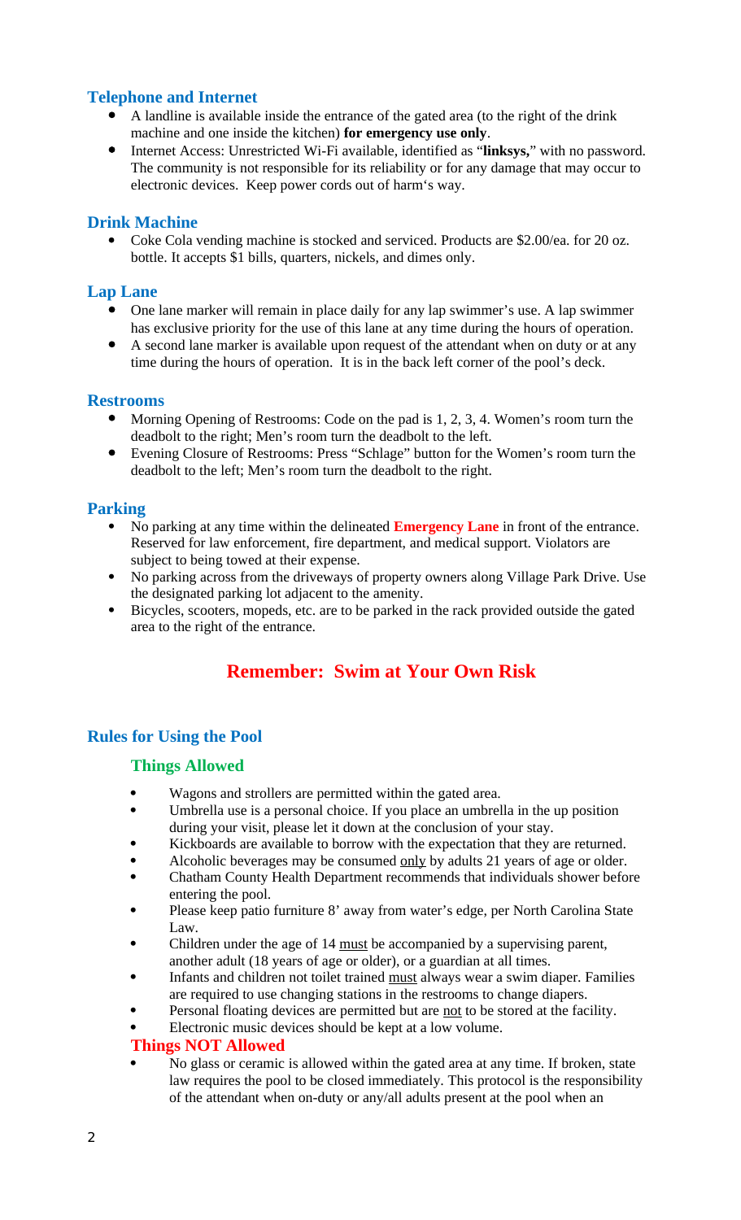### Telephone and Internet

- A landline is available inside the entrance of the gated area (to the right of the drink machine and one inside the kitchen) **for emergency use only**.
- Internet Access: Unrestricted Wi-Fi available, identified as "**linksys,**" with no password. The community is not responsible for its reliability or for any damage that may occur to electronic devices. Keep power cords out of harm's way.

### Drink Machine

- Coke Cola vending machine is stocked and serviced. Products are $2.00/ea. for 20 oz. bottle. It accepts $1 bills, quarters, nickels, and dimes only.

### Lap Lane

- One lane marker will remain in place daily for any lap swimmer's use. A lap swimmer has exclusive priority for the use of this lane at any time during the hours of operation.
- A second lane marker is available upon request of the attendant when on duty or at any time during the hours of operation. It is in the back left corner of the pool's deck.

### Restrooms

- Morning Opening of Restrooms: Code on the pad is 1, 2, 3, 4. Women's room turn the deadbolt to the right; Men's room turn the deadbolt to the left.
- Evening Closure of Restrooms: Press "Schlage" button for the Women's room turn the deadbolt to the left; Men's room turn the deadbolt to the right.

### Parking

- No parking at any time within the delineated **Emergency Lane** in front of the entrance. Reserved for law enforcement, fire department, and medical support. Violators are subject to being towed at their expense.
- No parking across from the driveways of property owners along Village Park Drive. Use the designated parking lot adjacent to the amenity.
- Bicycles, scooters, mopeds, etc. are to be parked in the rack provided outside the gated area to the right of the entrance.

## Remember: Swim at Your Own Risk

### Rules for Using the Pool

#### Things Allowed

- Wagons and strollers are permitted within the gated area.
- Umbrella use is a personal choice. If you place an umbrella in the up position during your visit, please let it down at the conclusion of your stay.
- Kickboards are available to borrow with the expectation that they are returned.
- Alcoholic beverages may be consumed only by adults 21 years of age or older.
- Chatham County Health Department recommends that individuals shower before entering the pool.
- Please keep patio furniture 8' away from water's edge, per North Carolina State Law.
- Children under the age of 14 must be accompanied by a supervising parent, another adult (18 years of age or older), or a guardian at all times.
- Infants and children not toilet trained must always wear a swim diaper. Families are required to use changing stations in the restrooms to change diapers.
- Personal floating devices are permitted but are not to be stored at the facility.
- Electronic music devices should be kept at a low volume.

#### Things NOT Allowed

- No glass or ceramic is allowed within the gated area at any time. If broken, state law requires the pool to be closed immediately. This protocol is the responsibility of the attendant when on-duty or any/all adults present at the pool when an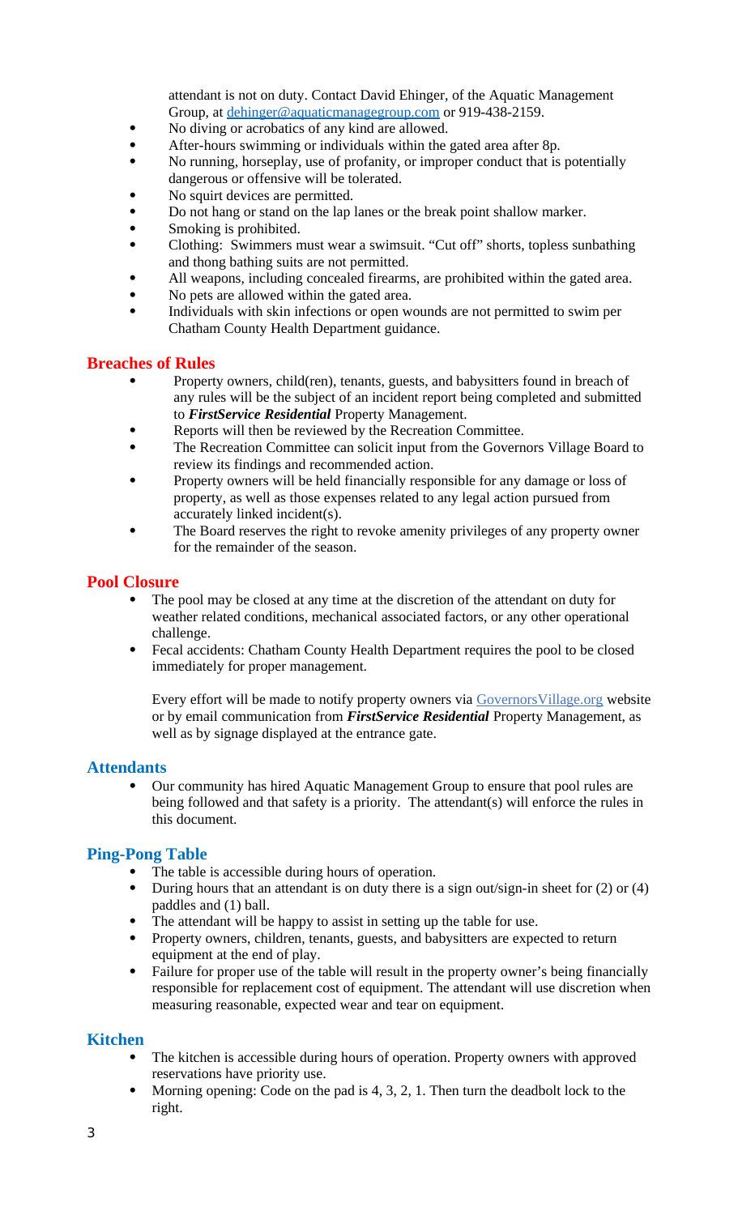attendant is not on duty. Contact David Ehinger, of the Aquatic Management Group, at [dehinger@aquaticmanagegroup.com](mailto:dehinger@aquaticmanagegroup.com) or 919-438-2159.

- No diving or acrobatics of any kind are allowed.
- After-hours swimming or individuals within the gated area after 8p.
- No running, horseplay, use of profanity, or improper conduct that is potentially dangerous or offensive will be tolerated.
- No squirt devices are permitted.
- Do not hang or stand on the lap lanes or the break point shallow marker.
- Smoking is prohibited.
- Clothing: Swimmers must wear a swimsuit. "Cut off" shorts, topless sunbathing and thong bathing suits are not permitted.
- All weapons, including concealed firearms, are prohibited within the gated area.
- No pets are allowed within the gated area.
- Individuals with skin infections or open wounds are not permitted to swim per Chatham County Health Department guidance.

## Breaches of Rules

- Property owners, child(ren), tenants, guests, and babysitters found in breach of any rules will be the subject of an incident report being completed and submitted to ***FirstService Residential*** Property Management.
- Reports will then be reviewed by the Recreation Committee.
- The Recreation Committee can solicit input from the Governors Village Board to review its findings and recommended action.
- Property owners will be held financially responsible for any damage or loss of property, as well as those expenses related to any legal action pursued from accurately linked incident(s).
- The Board reserves the right to revoke amenity privileges of any property owner for the remainder of the season.

## Pool Closure

- The pool may be closed at any time at the discretion of the attendant on duty for weather related conditions, mechanical associated factors, or any other operational challenge.
- Fecal accidents: Chatham County Health Department requires the pool to be closed immediately for proper management.

  Every effort will be made to notify property owners via [GovernorsVillage.org](http://GovernorsVillage.org) website or by email communication from ***FirstService Residential*** Property Management, as well as by signage displayed at the entrance gate.

## Attendants

- Our community has hired Aquatic Management Group to ensure that pool rules are being followed and that safety is a priority. The attendant(s) will enforce the rules in this document.

## Ping-Pong Table

- The table is accessible during hours of operation.
- During hours that an attendant is on duty there is a sign out/sign-in sheet for (2) or (4) paddles and (1) ball.
- The attendant will be happy to assist in setting up the table for use.
- Property owners, children, tenants, guests, and babysitters are expected to return equipment at the end of play.
- Failure for proper use of the table will result in the property owner's being financially responsible for replacement cost of equipment. The attendant will use discretion when measuring reasonable, expected wear and tear on equipment.

## Kitchen

- The kitchen is accessible during hours of operation. Property owners with approved reservations have priority use.
- Morning opening: Code on the pad is 4, 3, 2, 1. Then turn the deadbolt lock to the right.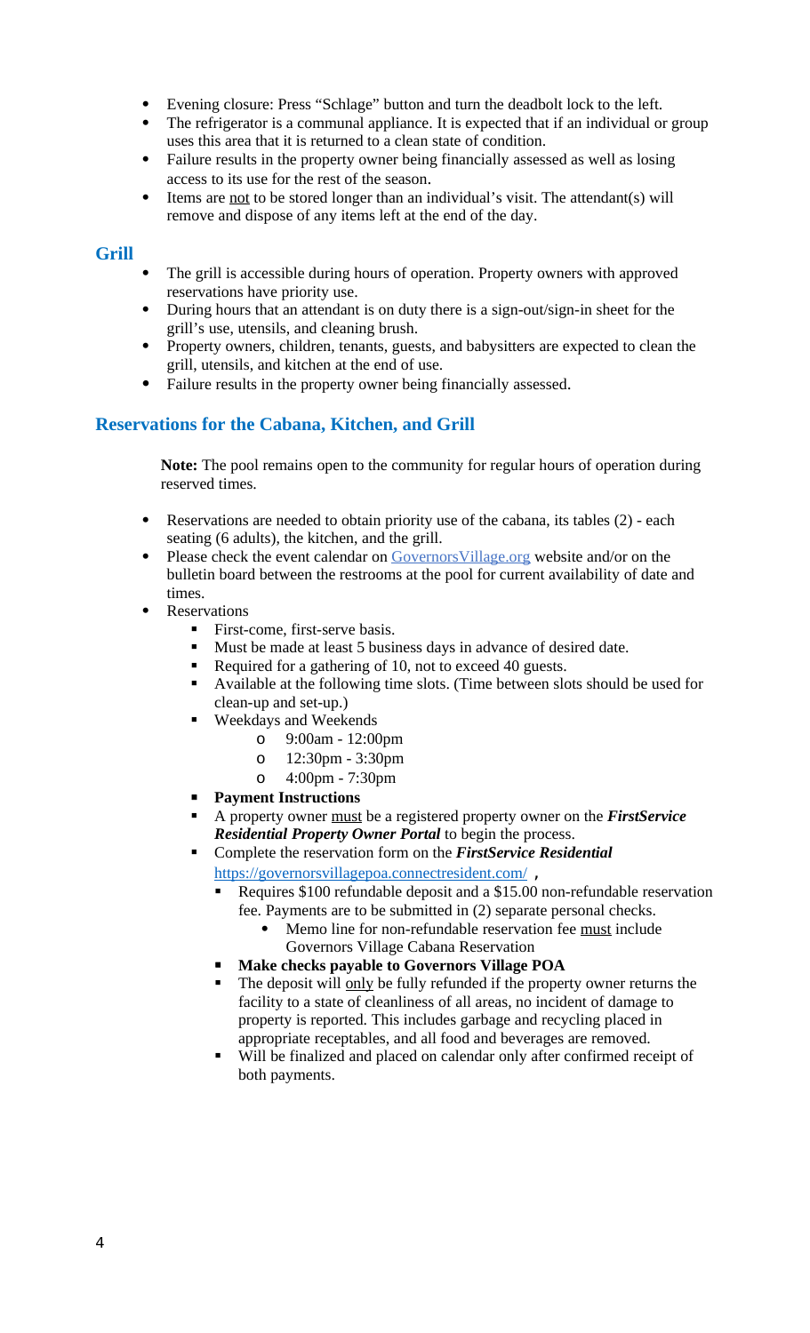- Evening closure: Press "Schlage" button and turn the deadbolt lock to the left.
- The refrigerator is a communal appliance. It is expected that if an individual or group uses this area that it is returned to a clean state of condition.
- Failure results in the property owner being financially assessed as well as losing access to its use for the rest of the season.
- Items are <u>not</u> to be stored longer than an individual's visit. The attendant(s) will remove and dispose of any items left at the end of the day.

## Grill

- The grill is accessible during hours of operation. Property owners with approved reservations have priority use.
- During hours that an attendant is on duty there is a sign-out/sign-in sheet for the grill's use, utensils, and cleaning brush.
- Property owners, children, tenants, guests, and babysitters are expected to clean the grill, utensils, and kitchen at the end of use.
- Failure results in the property owner being financially assessed.

## Reservations for the Cabana, Kitchen, and Grill

**Note:** The pool remains open to the community for regular hours of operation during reserved times.

- Reservations are needed to obtain priority use of the cabana, its tables (2) - each seating (6 adults), the kitchen, and the grill.
- Please check the event calendar on [GovernorsVillage.org](GovernorsVillage.org) website and/or on the bulletin board between the restrooms at the pool for current availability of date and times.
- Reservations
  - First-come, first-serve basis.
  - Must be made at least 5 business days in advance of desired date.
  - Required for a gathering of 10, not to exceed 40 guests.
  - Available at the following time slots. (Time between slots should be used for clean-up and set-up.)
  - Weekdays and Weekends
    - 9:00am - 12:00pm
    - 12:30pm - 3:30pm
    - 4:00pm - 7:30pm
  - **Payment Instructions**
  - A property owner <u>must</u> be a registered property owner on the ***FirstService Residential Property Owner Portal*** to begin the process.
  - Complete the reservation form on the ***FirstService Residential*** [https://governorsvillagepoa.connectresident.com/](https://governorsvillagepoa.connectresident.com/) **,**
    - Requires $100 refundable deposit and a $15.00 non-refundable reservation fee. Payments are to be submitted in (2) separate personal checks.
      - Memo line for non-refundable reservation fee <u>must</u> include Governors Village Cabana Reservation
    - **Make checks payable to Governors Village POA**
    - The deposit will <u>only</u> be fully refunded if the property owner returns the facility to a state of cleanliness of all areas, no incident of damage to property is reported. This includes garbage and recycling placed in appropriate receptables, and all food and beverages are removed.
    - Will be finalized and placed on calendar only after confirmed receipt of both payments.